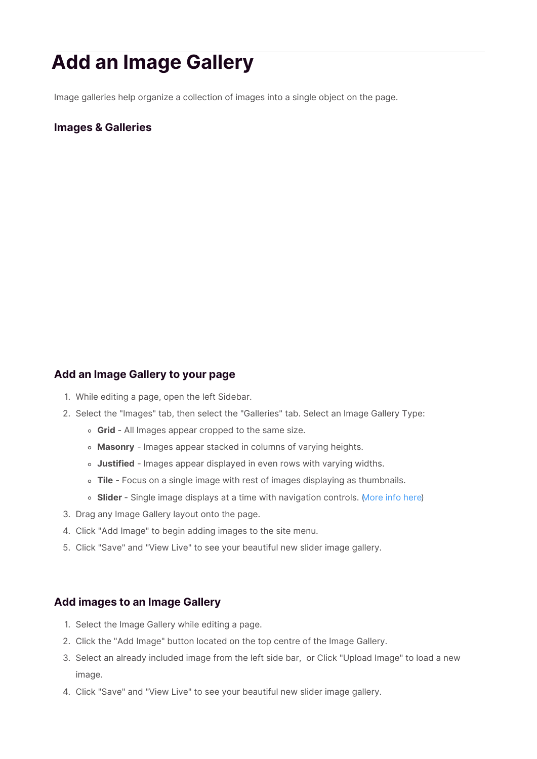# Add an Image Gallery

Image galleries help organize a collection of images into a single object on the page.

### Images & Galleries

### Add an Image Gallery to your page

1. While editing a page, open the left Sidebar.
2. Select the "Images" tab, then select the "Galleries" tab. Select an Image Gallery Type:
    - **Grid** - All Images appear cropped to the same size.
    - **Masonry** - Images appear stacked in columns of varying heights.
    - **Justified** - Images appear displayed in even rows with varying widths.
    - **Tile** - Focus on a single image with rest of images displaying as thumbnails.
    - **Slider** - Single image displays at a time with navigation controls. (More info here)
3. Drag any Image Gallery layout onto the page.
4. Click "Add Image" to begin adding images to the site menu.
5. Click "Save" and "View Live" to see your beautiful new slider image gallery.

### Add images to an Image Gallery

1. Select the Image Gallery while editing a page.
2. Click the "Add Image" button located on the top centre of the Image Gallery.
3. Select an already included image from the left side bar,  or Click "Upload Image" to load a new image.
4. Click "Save" and "View Live" to see your beautiful new slider image gallery.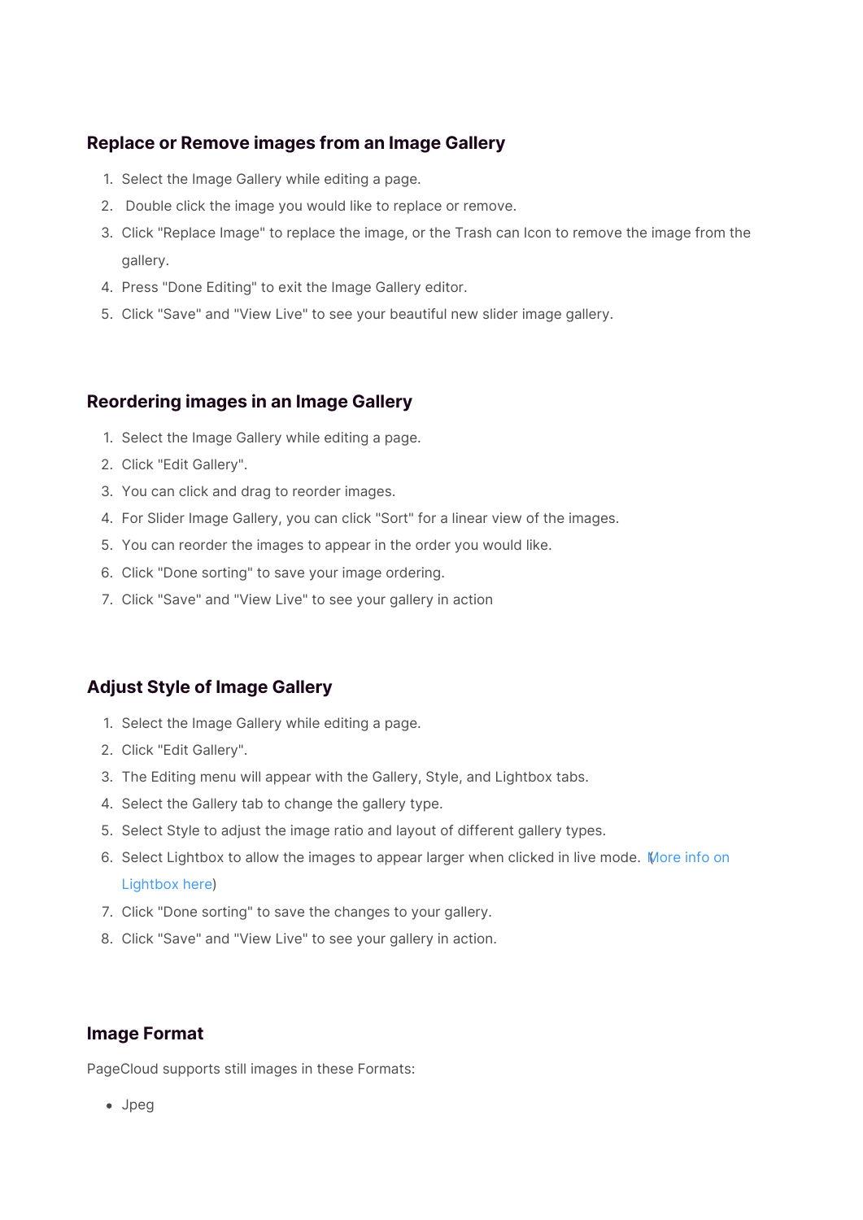## Replace or Remove images from an Image Gallery

1. Select the Image Gallery while editing a page.
2. Double click the image you would like to replace or remove.
3. Click "Replace Image" to replace the image, or the Trash can Icon to remove the image from the gallery.
4. Press "Done Editing" to exit the Image Gallery editor.
5. Click "Save" and "View Live" to see your beautiful new slider image gallery.

## Reordering images in an Image Gallery

1. Select the Image Gallery while editing a page.
2. Click "Edit Gallery".
3. You can click and drag to reorder images.
4. For Slider Image Gallery, you can click "Sort" for a linear view of the images.
5. You can reorder the images to appear in the order you would like.
6. Click "Done sorting" to save your image ordering.
7. Click "Save" and "View Live" to see your gallery in action

## Adjust Style of Image Gallery

1. Select the Image Gallery while editing a page.
2. Click "Edit Gallery".
3. The Editing menu will appear with the Gallery, Style, and Lightbox tabs.
4. Select the Gallery tab to change the gallery type.
5. Select Style to adjust the image ratio and layout of different gallery types.
6. Select Lightbox to allow the images to appear larger when clicked in live mode. (More info on Lightbox here)
7. Click "Done sorting" to save the changes to your gallery.
8. Click "Save" and "View Live" to see your gallery in action.

## Image Format

PageCloud supports still images in these Formats:

- Jpeg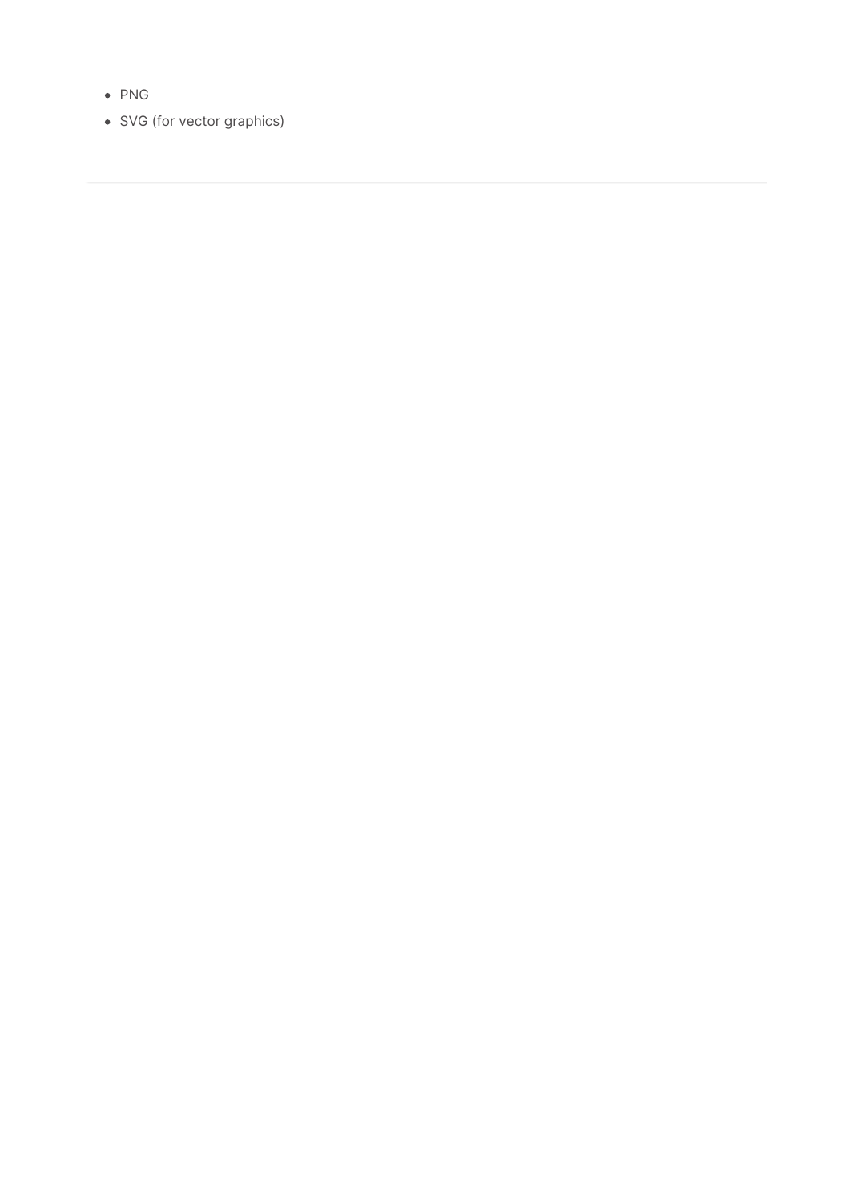- PNG
- SVG (for vector graphics)

---